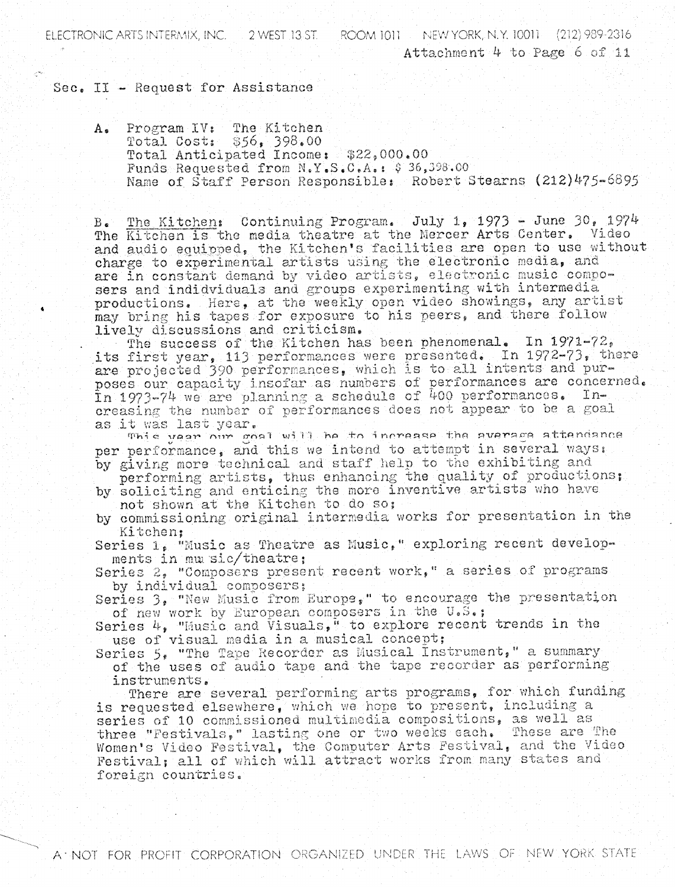ELECTRONIC ARTS INTERMIX, INC. 2 WEST 13 ST. ROOM 1011 NEW YORK, N.Y. 10011 (212) 989-2316

Attachment 4 to Page 6 of 11

Sec. II - Request for Assistance

A. Program IV: The Kitchen
Total Cost: $56, 398.00
Total Anticipated Income: $22,000.00
Funds Requested from N.Y.S.C.A.: $ 36,398.00
Name of Staff Person Responsible: Robert Stearns (212)475-6895

B. The Kitchen: Continuing Program. July 1, 1973 - June 30, 1974
The Kitchen is the media theatre at the Mercer Arts Center. Video and audio equipped, the Kitchen's facilities are open to use without charge to experimental artists using the electronic media, and are in constant demand by video artists, electronic music composers and indidviduals and groups experimenting with intermedia productions. Here, at the weekly open video showings, any artist may bring his tapes for exposure to his peers, and there follow lively discussions and criticism.

The success of the Kitchen has been phenomenal. In 1971-72, its first year, 113 performances were presented. In 1972-73, there are projected 390 performances, which is to all intents and purposes our capacity insofar as numbers of performances are concerned. In 1973-74 we are planning a schedule of 400 performances. Increasing the number of performances does not appear to be a goal as it was last year.

This year our goal will be to increase the average attendance per performance, and this we intend to attempt in several ways:

- by giving more technical and staff help to the exhibiting and performing artists, thus enhancing the quality of productions;
- by soliciting and enticing the more inventive artists who have not shown at the Kitchen to do so;
- by commissioning original intermedia works for presentation in the Kitchen;
- Series 1, "Music as Theatre as Music," exploring recent developments in music/theatre;
- Series 2, "Composers present recent work," a series of programs by individual composers;
- Series 3, "New Music from Europe," to encourage the presentation of new work by European composers in the U.S.;
- Series 4, "Music and Visuals," to explore recent trends in the use of visual media in a musical concept;
- Series 5, "The Tape Recorder as Musical Instrument," a summary of the uses of audio tape and the tape recorder as performing instruments.

There are several performing arts programs, for which funding is requested elsewhere, which we hope to present, including a series of 10 commissioned multimedia compositions, as well as three "Festivals," lasting one or two weeks each. These are The Women's Video Festival, the Computer Arts Festival, and the Video Festival; all of which will attract works from many states and foreign countries.

A NOT FOR PROFIT CORPORATION ORGANIZED UNDER THE LAWS OF NEW YORK STATE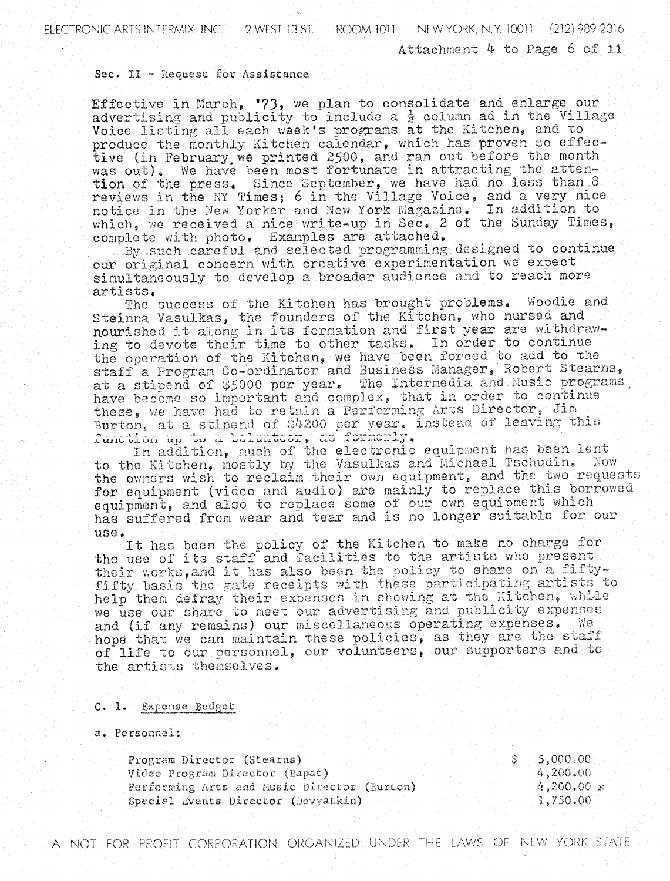Attachment 4 to Page 6 of 11

Sec. II - Request for Assistance

Effective in March, '73, we plan to consolidate and enlarge our advertising and publicity to include a ½ column ad in the Village Voice listing all each week's programs at the Kitchen, and to produce the monthly Kitchen calendar, which has proven so effective (in February we printed 2500, and ran out before the month was out). We have been most fortunate in attracting the attention of the press. Since September, we have had no less than 8 reviews in the NY Times; 6 in the Village Voice, and a very nice notice in the New Yorker and New York Magazine. In addition to which, we received a nice write-up in Sec. 2 of the Sunday Times, complete with photo. Examples are attached.

By such careful and selected programming designed to continue our original concern with creative experimentation we expect simultaneously to develop a broader audience and to reach more artists.

The success of the Kitchen has brought problems. Woodie and Steinna Vasulkas, the founders of the Kitchen, who nursed and nourished it along in its formation and first year are withdrawing to devote their time to other tasks. In order to continue the operation of the Kitchen, we have been forced to add to the staff a Program Co-ordinator and Business Manager, Robert Stearns, at a stipend of $5000 per year. The Intermedia and Music programs have become so important and complex, that in order to continue these, we have had to retain a Performing Arts Director, Jim Burton, at a stipend of $4200 per year, instead of leaving this function up to a volunteer, as formerly.

In addition, much of the electronic equipment has been lent to the Kitchen, mostly by the Vasulkas and Michael Tschudin. Now the owners wish to reclaim their own equipment, and the two requests for equipment (video and audio) are mainly to replace this borrowed equipment, and also to replace some of our own equipment which has suffered from wear and tear and is no longer suitable for our use.

It has been the policy of the Kitchen to make no charge for the use of its staff and facilities to the artists who present their works, and it has also been the policy to share on a fifty-fifty basis the gate receipts with these participating artists to help them defray their expenses in showing at the Kitchen, while we use our share to meet our advertising and publicity expenses and (if any remains) our miscellaneous operating expenses. We hope that we can maintain these policies, as they are the staff of life to our personnel, our volunteers, our supporters and to the artists themselves.

C. 1. Expense Budget

a. Personnel:

| | |
|---|---|
| Program Director (Stearns) | $ 5,000.00 |
| Video Program Director (Bapat) | 4,200.00 |
| Performing Arts and Music Director (Burton) | 4,200.00 x |
| Special Events Director (Devyatkin) | 1,750.00 |

A NOT FOR PROFIT CORPORATION ORGANIZED UNDER THE LAWS OF NEW YORK STATE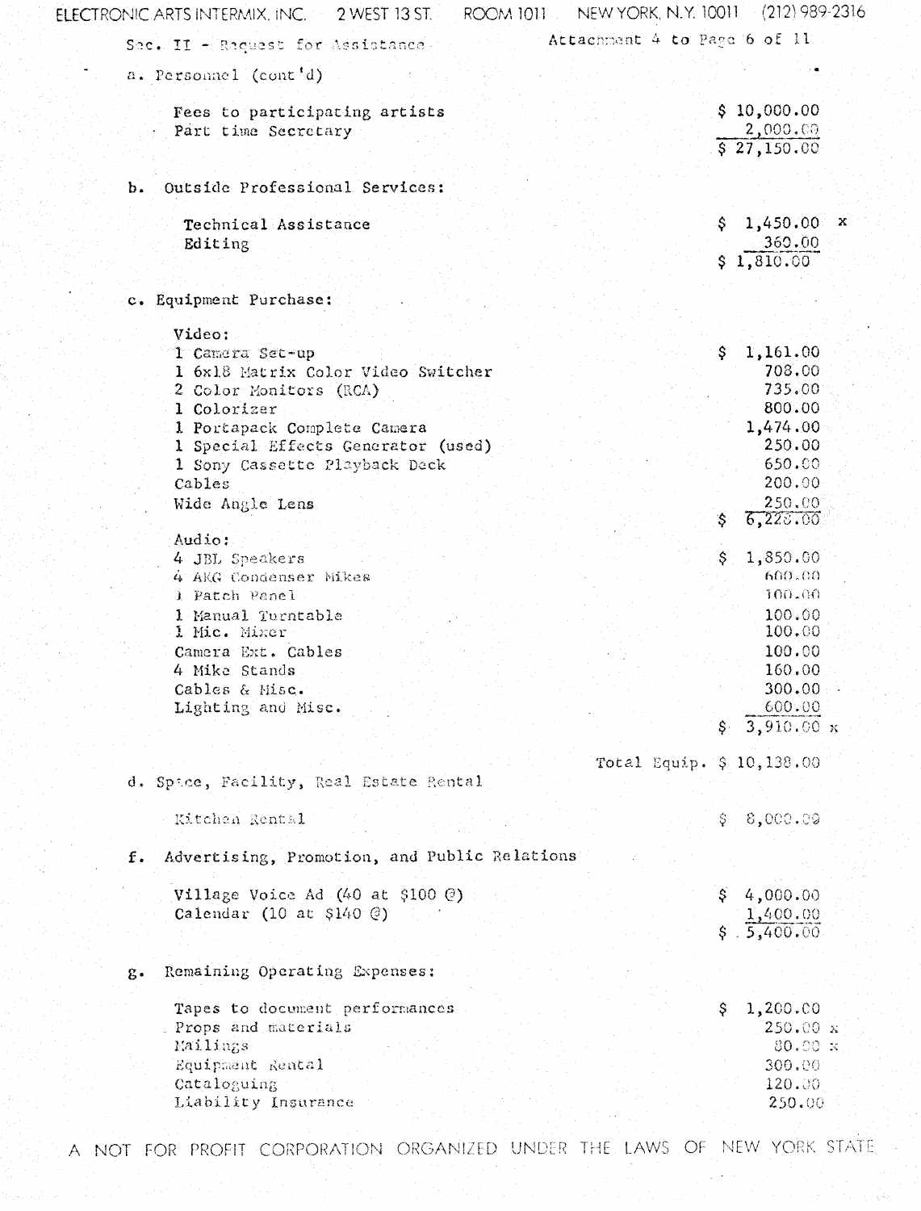ELECTRONIC ARTS INTERMIX, INC. 2 WEST 13 ST. ROOM 1011 NEW YORK, N.Y. 10011 (212) 989-2316

Sec. II - Request for Assistance

Attachment 4 to Page 6 of 11

a. Personnel (cont'd)

| | |
|---|---|
| Fees to participating artists | $ 10,000.00 |
| Part time Secretary | 2,000.00 |
| | $ 27,150.00 |

b. Outside Professional Services:

| | |
|---|---|
| Technical Assistance | $ 1,450.00 x |
| Editing | 360.00 |
| | $ 1,810.00 |

c. Equipment Purchase:

| | |
|---|---|
| **Video:** | |
| 1 Camera Set-up | $ 1,161.00 |
| 1 6x18 Matrix Color Video Switcher | 708.00 |
| 2 Color Monitors (RCA) | 735.00 |
| 1 Colorizer | 800.00 |
| 1 Portapack Complete Camera | 1,474.00 |
| 1 Special Effects Generator (used) | 250.00 |
| 1 Sony Cassette Playback Deck | 650.00 |
| Cables | 200.00 |
| Wide Angle Lens | 250.00 |
| | $ 6,228.00 |
| **Audio:** | |
| 4 JBL Speakers | $ 1,850.00 |
| 4 AKG Condenser Mikes | 600.00 |
| 1 Patch Panel | 100.00 |
| 1 Manual Turntable | 100.00 |
| 1 Mic. Mixer | 100.00 |
| Camera Ext. Cables | 100.00 |
| 4 Mike Stands | 160.00 |
| Cables & Misc. | 300.00 |
| Lighting and Misc. | 600.00 |
| | $ 3,910.00 x |
| Total Equip. | $ 10,138.00 |

d. Space, Facility, Real Estate Rental

| | |
|---|---|
| Kitchen Rental | $ 8,000.00 |

f. Advertising, Promotion, and Public Relations

| | |
|---|---|
| Village Voice Ad (40 at $100 @) | $ 4,000.00 |
| Calendar (10 at $140 @) | 1,400.00 |
| | $ 5,400.00 |

g. Remaining Operating Expenses:

| | |
|---|---|
| Tapes to document performances | $ 1,200.00 |
| Props and materials | 250.00 x |
| Mailings | 80.00 x |
| Equipment Rental | 300.00 |
| Cataloguing | 120.00 |
| Liability Insurance | 250.00 |

A NOT FOR PROFIT CORPORATION ORGANIZED UNDER THE LAWS OF NEW YORK STATE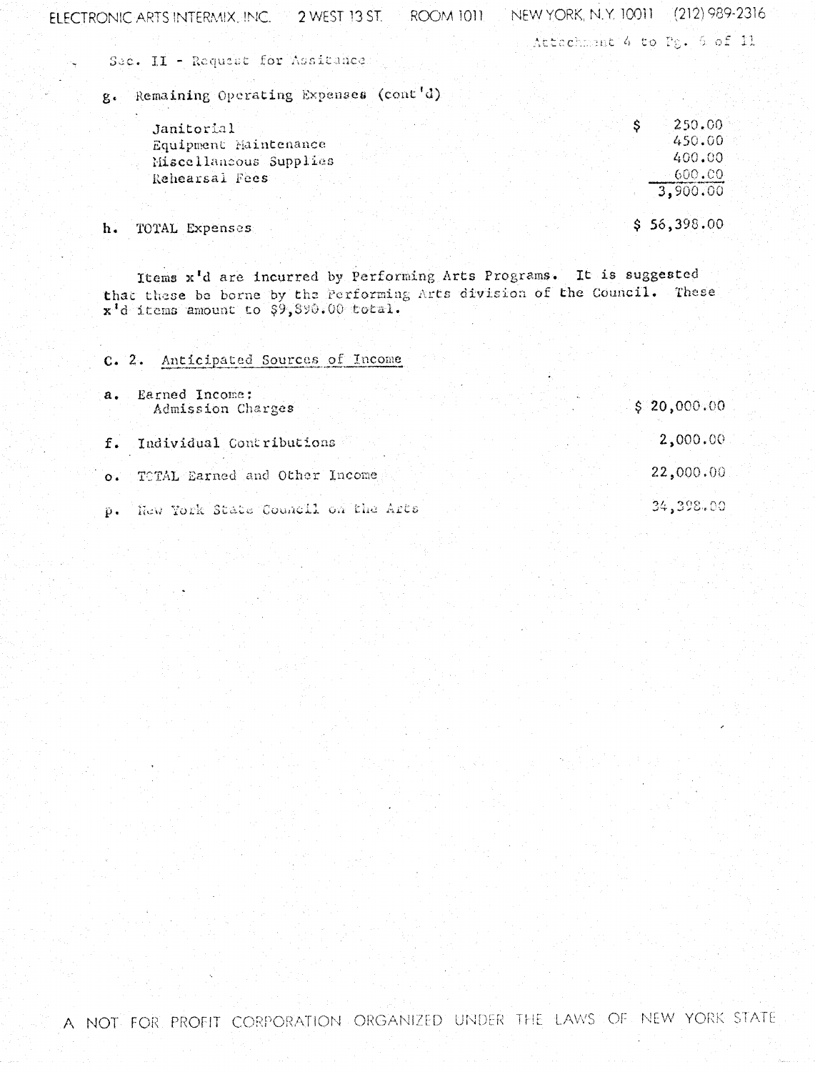ELECTRONIC ARTS INTERMIX, INC. 2 WEST 13 ST. ROOM 1011 NEW YORK, N.Y. 10011 (212) 989-2316

Attachment 4 to Pg. 6 of 11

Sec. II - Request for Assistance

g. Remaining Operating Expenses (cont'd)

| | |
|---|---|
| Janitorial | $ 250.00 |
| Equipment Maintenance | 450.00 |
| Miscellaneous Supplies | 400.00 |
| Rehearsal Fees | 600.00 |
| | 3,900.00 |

h. TOTAL Expenses $ 56,398.00

Items x'd are incurred by Performing Arts Programs. It is suggested that these be borne by the Performing Arts division of the Council. These x'd items amount to $9,890.00 total.

C. 2. Anticipated Sources of Income

| | |
|---|---|
| a. Earned Income: Admission Charges | $ 20,000.00 |
| f. Individual Contributions | 2,000.00 |
| o. TOTAL Earned and Other Income | 22,000.00 |
| p. New York State Council on the Arts | 34,398.00 |

A NOT FOR PROFIT CORPORATION ORGANIZED UNDER THE LAWS OF NEW YORK STATE